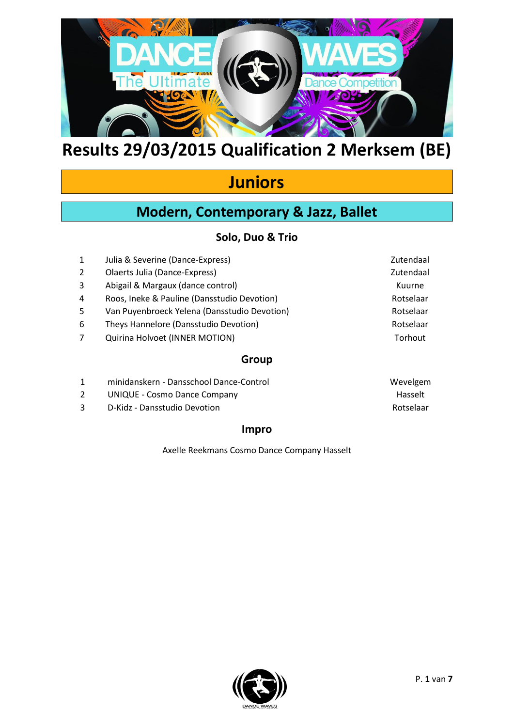# Results 29/03/2015 Qualification 2 Merksem (BE)

## Juniors

### Modern, Contemporary & Jazz, Ballet

#### Solo, Duo & Trio

| | | |
|---|---|---|
| 1 | Julia & Severine (Dance-Express) | Zutendaal |
| 2 | Olaerts Julia (Dance-Express) | Zutendaal |
| 3 | Abigail & Margaux (dance control) | Kuurne |
| 4 | Roos, Ineke & Pauline (Dansstudio Devotion) | Rotselaar |
| 5 | Van Puyenbroeck Yelena (Dansstudio Devotion) | Rotselaar |
| 6 | Theys Hannelore (Dansstudio Devotion) | Rotselaar |
| 7 | Quirina Holvoet (INNER MOTION) | Torhout |

#### Group

| | | |
|---|---|---|
| 1 | minidanskern - Dansschool Dance-Control | Wevelgem |
| 2 | UNIQUE - Cosmo Dance Company | Hasselt |
| 3 | D-Kidz - Dansstudio Devotion | Rotselaar |

#### Impro

Axelle Reekmans Cosmo Dance Company Hasselt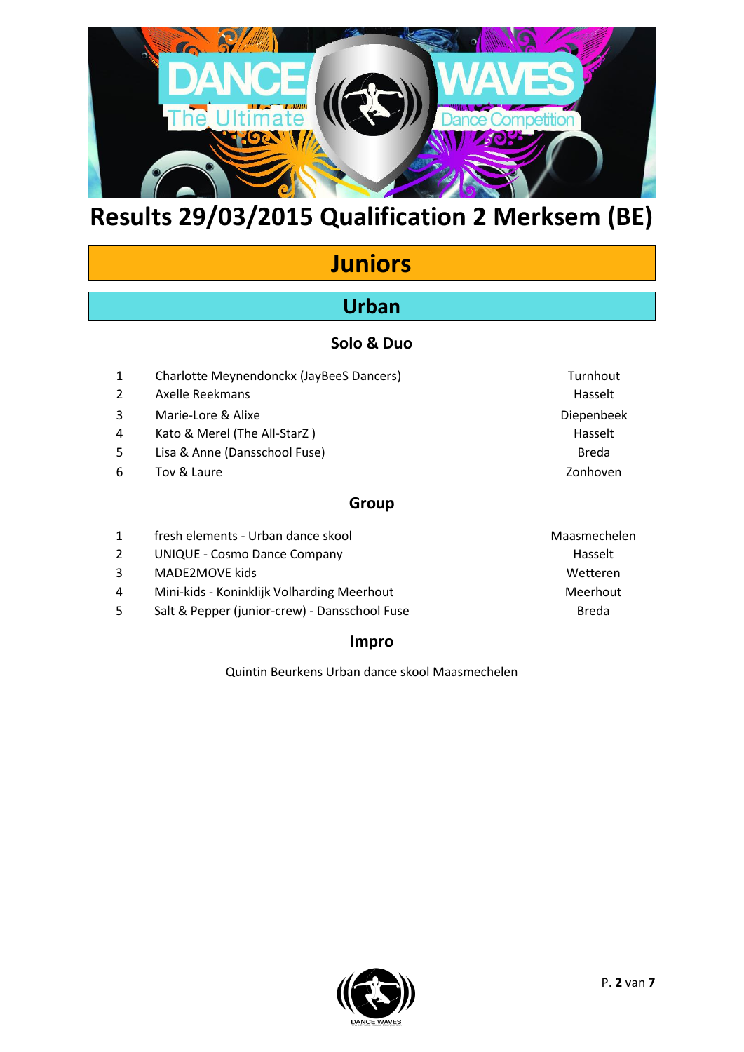# Results 29/03/2015 Qualification 2 Merksem (BE)

## Juniors

### Urban

#### Solo & Duo

| | | |
|---|---|---|
| 1 | Charlotte Meynendonckx (JayBeeS Dancers) | Turnhout |
| 2 | Axelle Reekmans | Hasselt |
| 3 | Marie-Lore & Alixe | Diepenbeek |
| 4 | Kato & Merel (The All-StarZ ) | Hasselt |
| 5 | Lisa & Anne (Dansschool Fuse) | Breda |
| 6 | Tov & Laure | Zonhoven |

#### Group

| | | |
|---|---|---|
| 1 | fresh elements - Urban dance skool | Maasmechelen |
| 2 | UNIQUE - Cosmo Dance Company | Hasselt |
| 3 | MADE2MOVE kids | Wetteren |
| 4 | Mini-kids - Koninklijk Volharding Meerhout | Meerhout |
| 5 | Salt & Pepper (junior-crew) - Dansschool Fuse | Breda |

#### Impro

Quintin Beurkens Urban dance skool Maasmechelen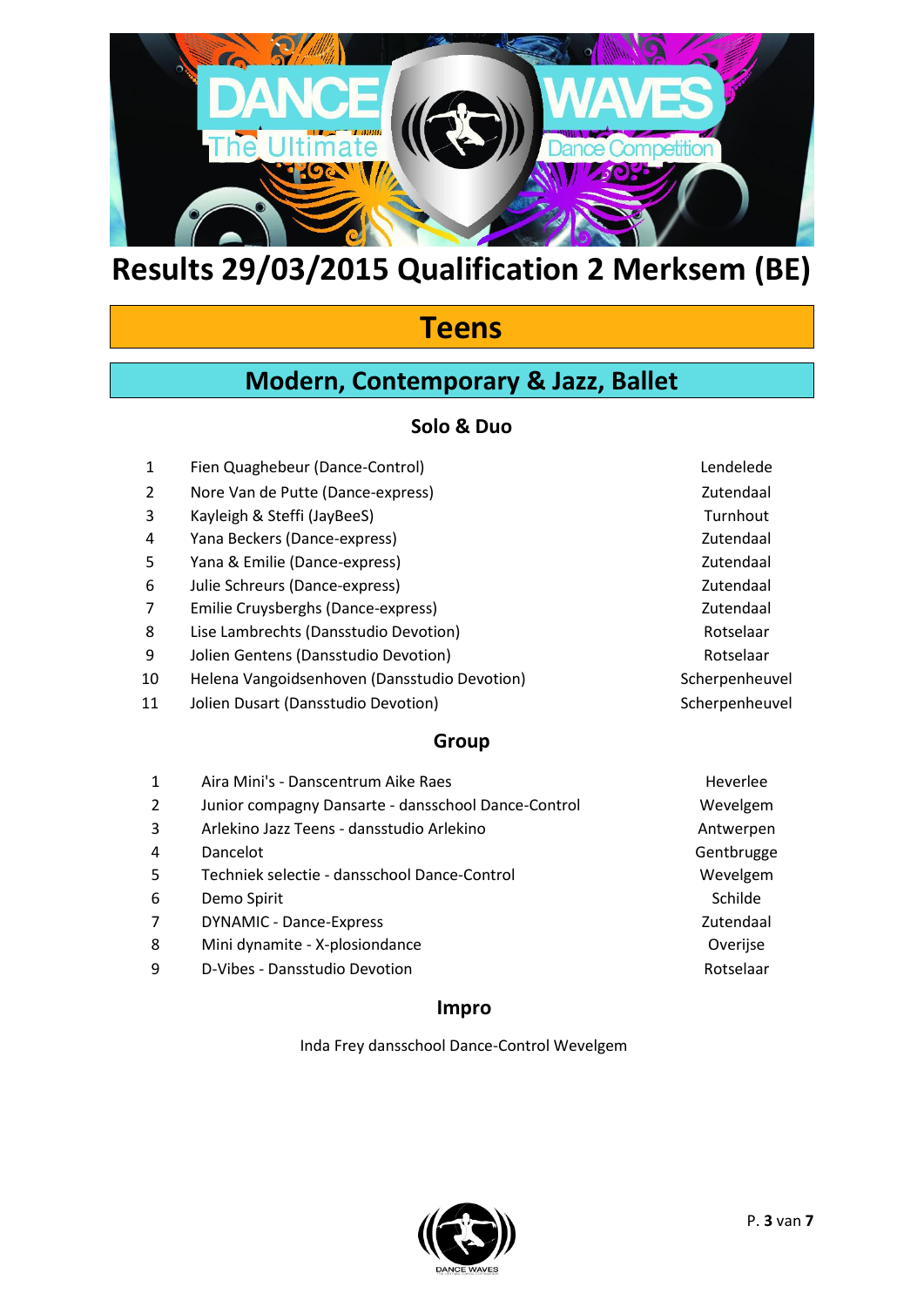# Results 29/03/2015 Qualification 2 Merksem (BE)

## Teens

## Modern, Contemporary & Jazz, Ballet

### Solo & Duo

| | | |
|---|---|---|
| 1 | Fien Quaghebeur (Dance-Control) | Lendelede |
| 2 | Nore Van de Putte (Dance-express) | Zutendaal |
| 3 | Kayleigh & Steffi (JayBeeS) | Turnhout |
| 4 | Yana Beckers (Dance-express) | Zutendaal |
| 5 | Yana & Emilie (Dance-express) | Zutendaal |
| 6 | Julie Schreurs (Dance-express) | Zutendaal |
| 7 | Emilie Cruysberghs (Dance-express) | Zutendaal |
| 8 | Lise Lambrechts (Dansstudio Devotion) | Rotselaar |
| 9 | Jolien Gentens (Dansstudio Devotion) | Rotselaar |
| 10 | Helena Vangoidsenhoven (Dansstudio Devotion) | Scherpenheuvel |
| 11 | Jolien Dusart (Dansstudio Devotion) | Scherpenheuvel |

### Group

| | | |
|---|---|---|
| 1 | Aira Mini's - Danscentrum Aike Raes | Heverlee |
| 2 | Junior compagny Dansarte - dansschool Dance-Control | Wevelgem |
| 3 | Arlekino Jazz Teens - dansstudio Arlekino | Antwerpen |
| 4 | Dancelot | Gentbrugge |
| 5 | Techniek selectie - dansschool Dance-Control | Wevelgem |
| 6 | Demo Spirit | Schilde |
| 7 | DYNAMIC - Dance-Express | Zutendaal |
| 8 | Mini dynamite - X-plosiondance | Overijse |
| 9 | D-Vibes - Dansstudio Devotion | Rotselaar |

### Impro

Inda Frey dansschool Dance-Control Wevelgem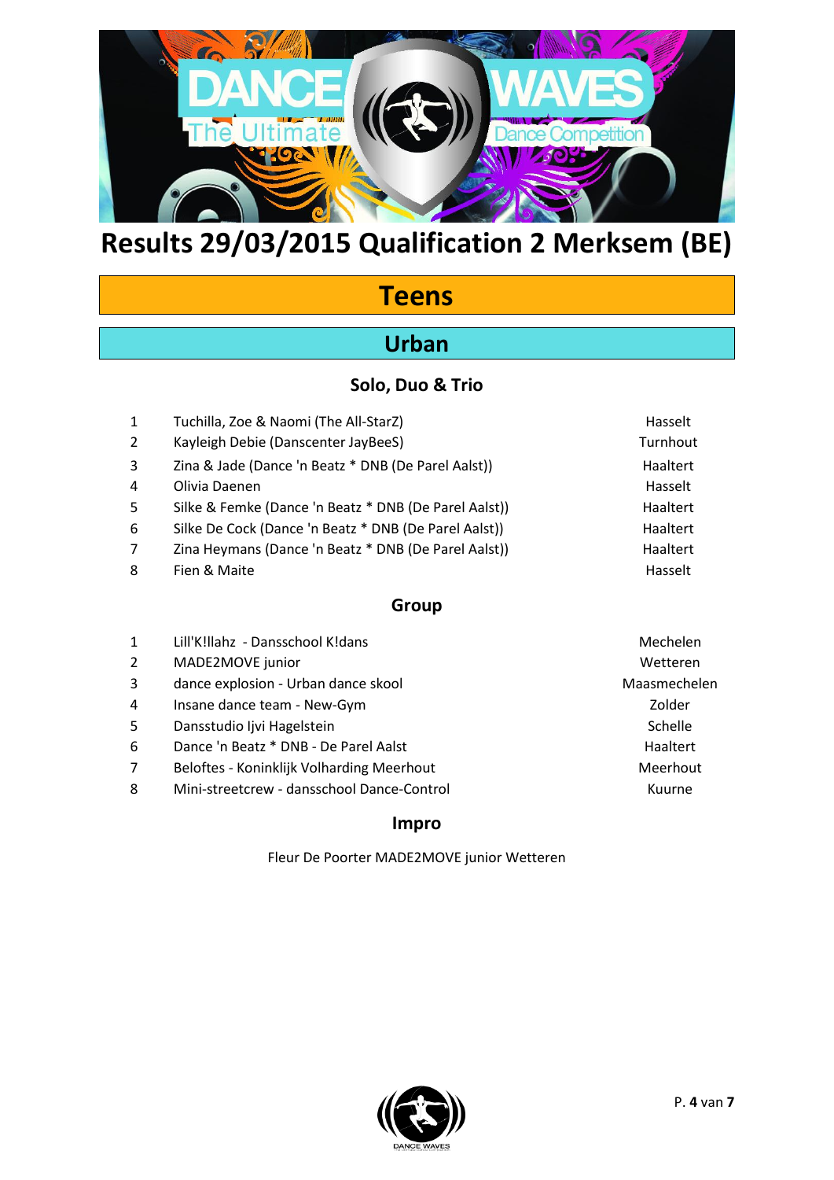# Results 29/03/2015 Qualification 2 Merksem (BE)

## Teens

## Urban

### Solo, Duo & Trio

| | | |
|---|---|---|
| 1 | Tuchilla, Zoe & Naomi (The All-StarZ) | Hasselt |
| 2 | Kayleigh Debie (Danscenter JayBeeS) | Turnhout |
| 3 | Zina & Jade (Dance 'n Beatz * DNB (De Parel Aalst)) | Haaltert |
| 4 | Olivia Daenen | Hasselt |
| 5 | Silke & Femke (Dance 'n Beatz * DNB (De Parel Aalst)) | Haaltert |
| 6 | Silke De Cock (Dance 'n Beatz * DNB (De Parel Aalst)) | Haaltert |
| 7 | Zina Heymans (Dance 'n Beatz * DNB (De Parel Aalst)) | Haaltert |
| 8 | Fien & Maite | Hasselt |

### Group

| | | |
|---|---|---|
| 1 | Lill'K!llahz - Dansschool K!dans | Mechelen |
| 2 | MADE2MOVE junior | Wetteren |
| 3 | dance explosion - Urban dance skool | Maasmechelen |
| 4 | Insane dance team - New-Gym | Zolder |
| 5 | Dansstudio Ijvi Hagelstein | Schelle |
| 6 | Dance 'n Beatz * DNB - De Parel Aalst | Haaltert |
| 7 | Beloftes - Koninklijk Volharding Meerhout | Meerhout |
| 8 | Mini-streetcrew - dansschool Dance-Control | Kuurne |

### Impro

Fleur De Poorter MADE2MOVE junior Wetteren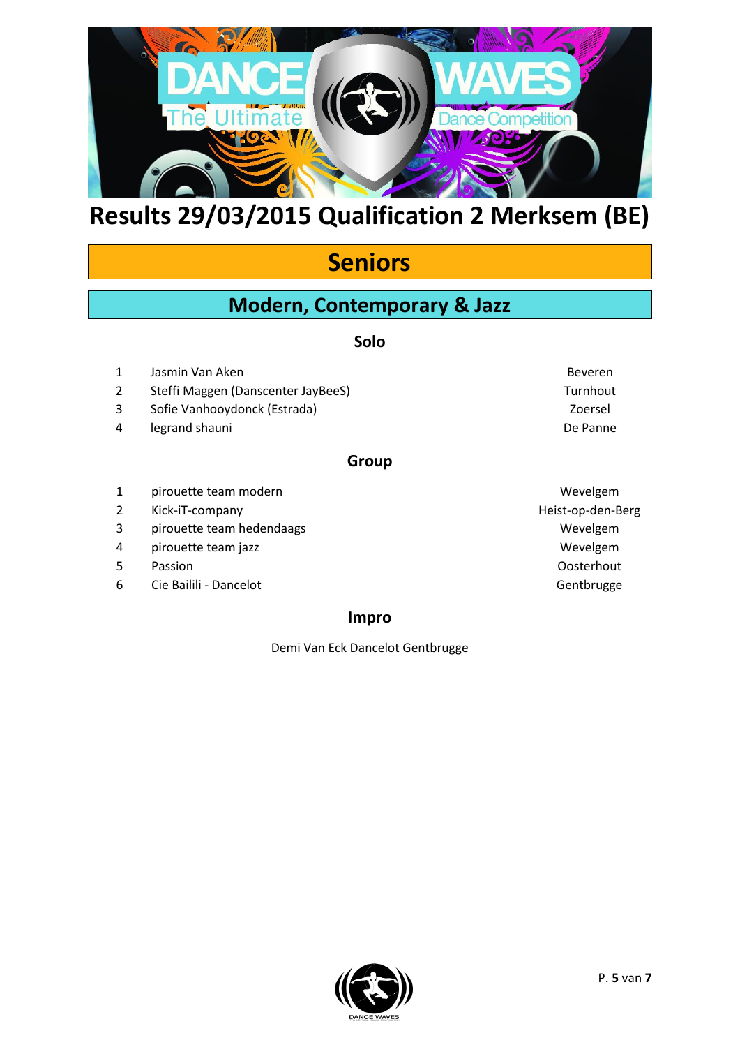# Results 29/03/2015 Qualification 2 Merksem (BE)

## Seniors

## Modern, Contemporary & Jazz

### Solo

| | | |
|---|---|---|
| 1 | Jasmin Van Aken | Beveren |
| 2 | Steffi Maggen (Danscenter JayBeeS) | Turnhout |
| 3 | Sofie Vanhooydonck (Estrada) | Zoersel |
| 4 | legrand shauni | De Panne |

### Group

| | | |
|---|---|---|
| 1 | pirouette team modern | Wevelgem |
| 2 | Kick-iT-company | Heist-op-den-Berg |
| 3 | pirouette team hedendaags | Wevelgem |
| 4 | pirouette team jazz | Wevelgem |
| 5 | Passion | Oosterhout |
| 6 | Cie Bailili - Dancelot | Gentbrugge |

### Impro

Demi Van Eck Dancelot Gentbrugge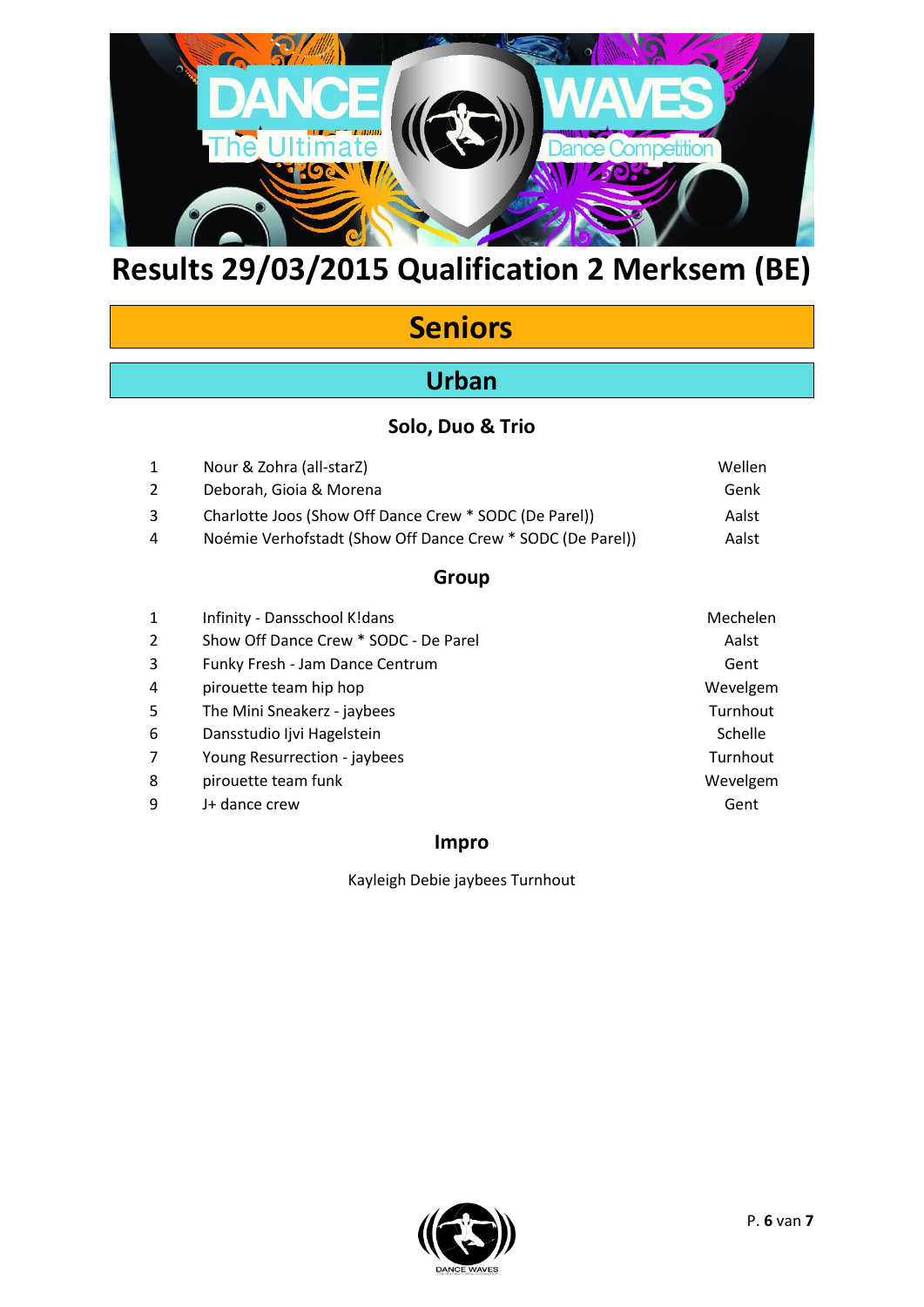# Results 29/03/2015 Qualification 2 Merksem (BE)

## Seniors

## Urban

### Solo, Duo & Trio

| | | |
|---|---|---|
| 1 | Nour & Zohra (all-starZ) | Wellen |
| 2 | Deborah, Gioia & Morena | Genk |
| 3 | Charlotte Joos (Show Off Dance Crew * SODC (De Parel)) | Aalst |
| 4 | Noémie Verhofstadt (Show Off Dance Crew * SODC (De Parel)) | Aalst |

### Group

| | | |
|---|---|---|
| 1 | Infinity - Dansschool K!dans | Mechelen |
| 2 | Show Off Dance Crew * SODC - De Parel | Aalst |
| 3 | Funky Fresh - Jam Dance Centrum | Gent |
| 4 | pirouette team hip hop | Wevelgem |
| 5 | The Mini Sneakerz - jaybees | Turnhout |
| 6 | Dansstudio Ijvi Hagelstein | Schelle |
| 7 | Young Resurrection - jaybees | Turnhout |
| 8 | pirouette team funk | Wevelgem |
| 9 | J+ dance crew | Gent |

### Impro

Kayleigh Debie jaybees Turnhout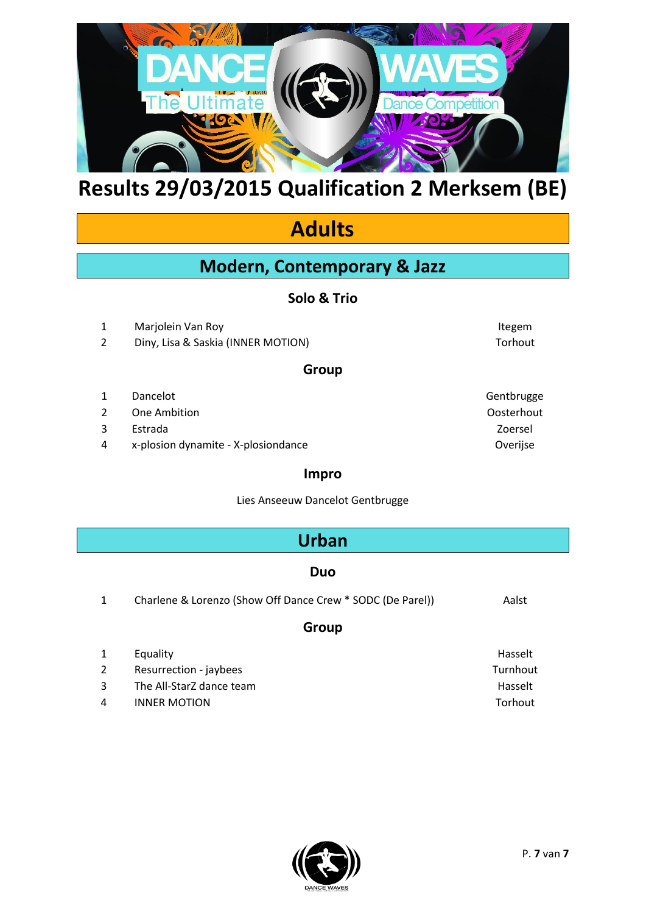# Results 29/03/2015 Qualification 2 Merksem (BE)

## Adults

## Modern, Contemporary & Jazz

### Solo & Trio

| | | |
|---|---|---|
| 1 | Marjolein Van Roy | Itegem |
| 2 | Diny, Lisa & Saskia (INNER MOTION) | Torhout |

### Group

| | | |
|---|---|---|
| 1 | Dancelot | Gentbrugge |
| 2 | One Ambition | Oosterhout |
| 3 | Estrada | Zoersel |
| 4 | x-plosion dynamite - X-plosiondance | Overijse |

### Impro

Lies Anseeuw Dancelot Gentbrugge

## Urban

### Duo

| | | |
|---|---|---|
| 1 | Charlene & Lorenzo (Show Off Dance Crew * SODC (De Parel)) | Aalst |

### Group

| | | |
|---|---|---|
| 1 | Equality | Hasselt |
| 2 | Resurrection - jaybees | Turnhout |
| 3 | The All-StarZ dance team | Hasselt |
| 4 | INNER MOTION | Torhout |